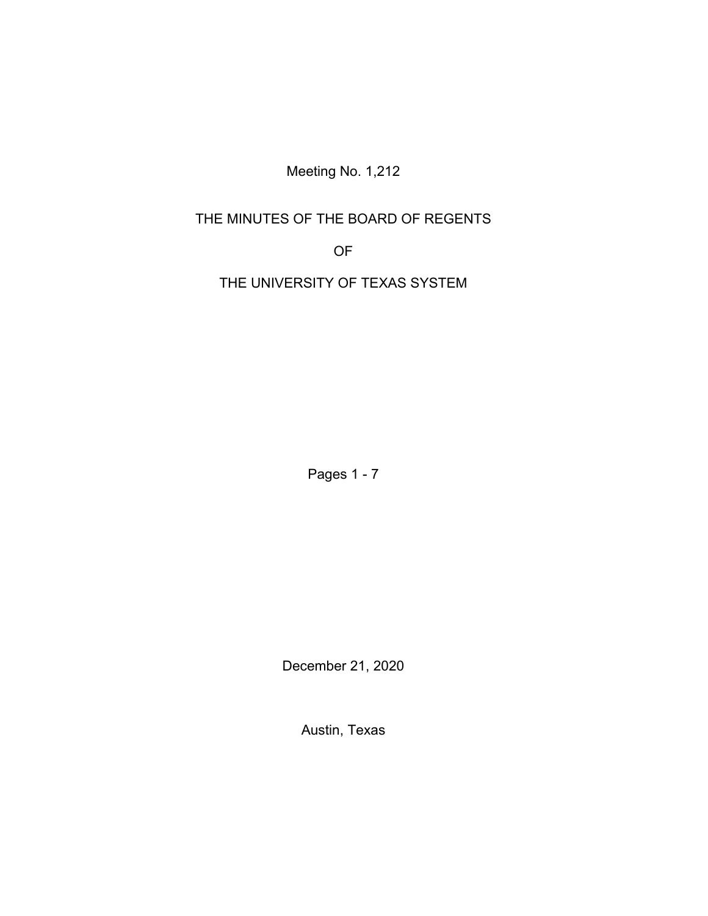Meeting No. 1,212

# THE MINUTES OF THE BOARD OF REGENTS

# OF

# THE UNIVERSITY OF TEXAS SYSTEM

Pages 1 - 7

December 21, 2020

Austin, Texas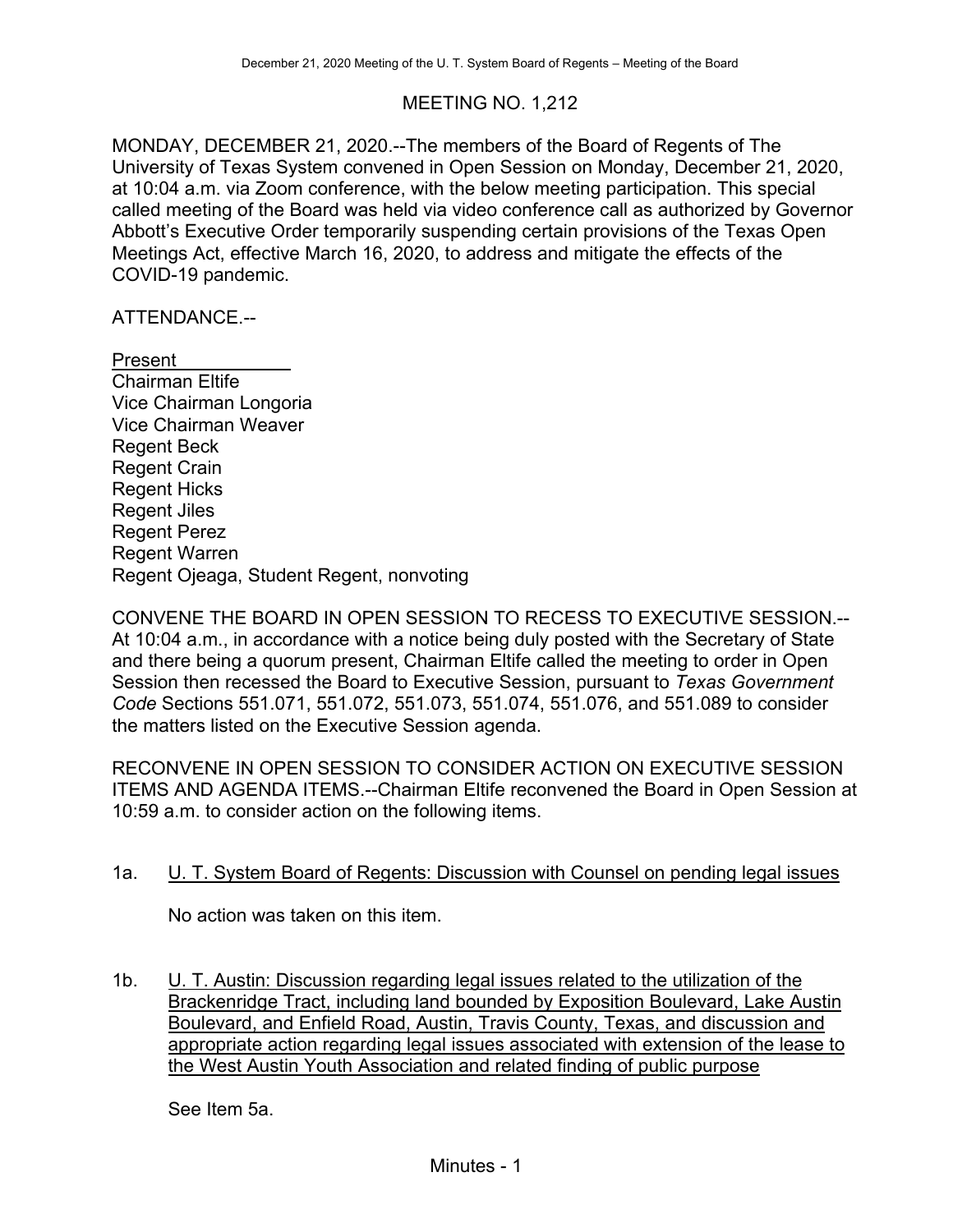## MEETING NO. 1,212

MONDAY, DECEMBER 21, 2020.--The members of the Board of Regents of The University of Texas System convened in Open Session on Monday, December 21, 2020, at 10:04 a.m. via Zoom conference, with the below meeting participation. This special called meeting of the Board was held via video conference call as authorized by Governor Abbott's Executive Order temporarily suspending certain provisions of the Texas Open Meetings Act, effective March 16, 2020, to address and mitigate the effects of the COVID-19 pandemic.

ATTENDANCE.--

Present
Chairman Eltife
Vice Chairman Longoria
Vice Chairman Weaver
Regent Beck
Regent Crain
Regent Hicks
Regent Jiles
Regent Perez
Regent Warren
Regent Ojeaga, Student Regent, nonvoting

CONVENE THE BOARD IN OPEN SESSION TO RECESS TO EXECUTIVE SESSION.--At 10:04 a.m., in accordance with a notice being duly posted with the Secretary of State and there being a quorum present, Chairman Eltife called the meeting to order in Open Session then recessed the Board to Executive Session, pursuant to *Texas Government Code* Sections 551.071, 551.072, 551.073, 551.074, 551.076, and 551.089 to consider the matters listed on the Executive Session agenda.

RECONVENE IN OPEN SESSION TO CONSIDER ACTION ON EXECUTIVE SESSION ITEMS AND AGENDA ITEMS.--Chairman Eltife reconvened the Board in Open Session at 10:59 a.m. to consider action on the following items.

1a. U. T. System Board of Regents: Discussion with Counsel on pending legal issues

No action was taken on this item.

1b. U. T. Austin: Discussion regarding legal issues related to the utilization of the Brackenridge Tract, including land bounded by Exposition Boulevard, Lake Austin Boulevard, and Enfield Road, Austin, Travis County, Texas, and discussion and appropriate action regarding legal issues associated with extension of the lease to the West Austin Youth Association and related finding of public purpose

See Item 5a.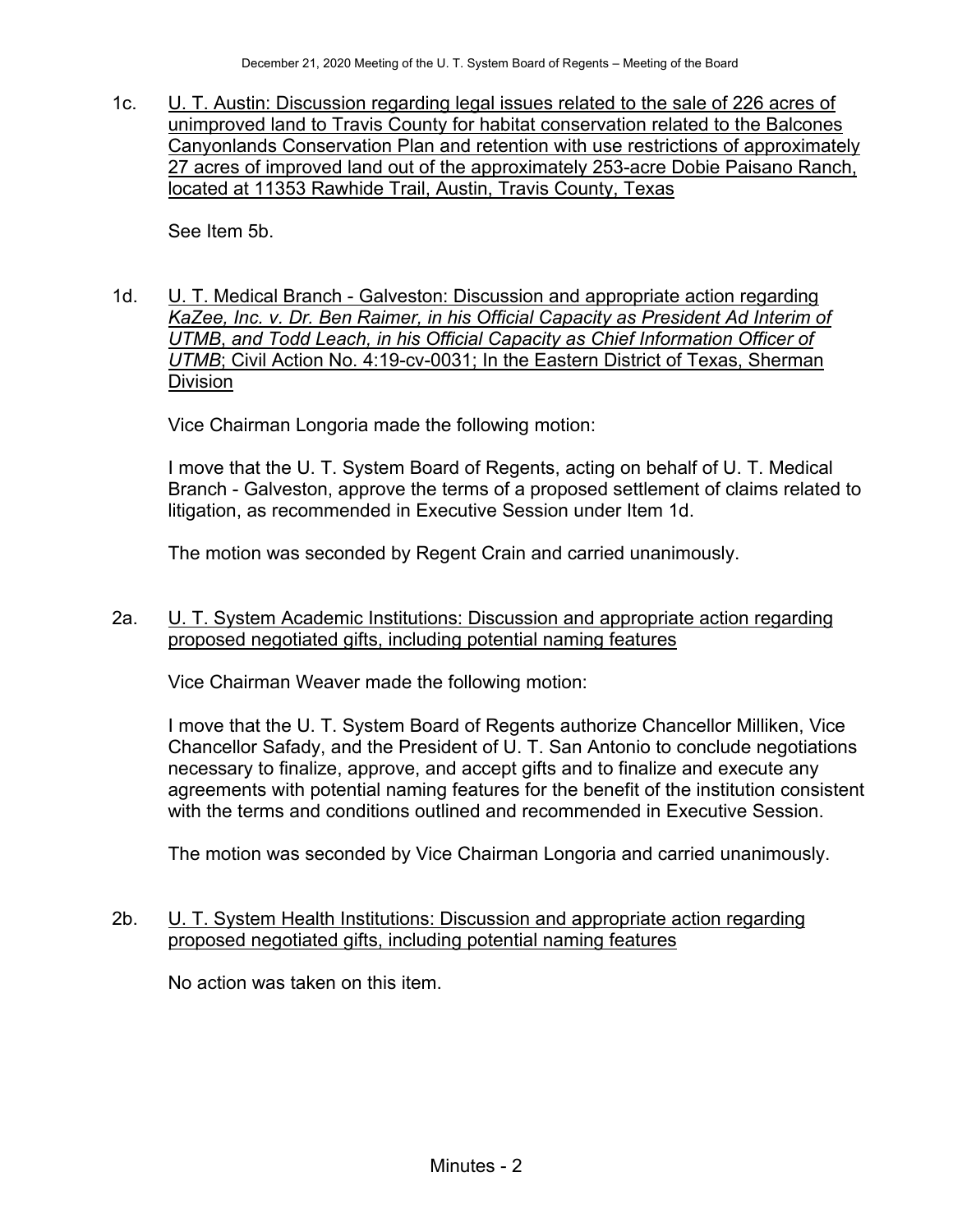1c. U. T. Austin: Discussion regarding legal issues related to the sale of 226 acres of unimproved land to Travis County for habitat conservation related to the Balcones Canyonlands Conservation Plan and retention with use restrictions of approximately 27 acres of improved land out of the approximately 253-acre Dobie Paisano Ranch, located at 11353 Rawhide Trail, Austin, Travis County, Texas

See Item 5b.

1d. U. T. Medical Branch - Galveston: Discussion and appropriate action regarding *KaZee, Inc. v. Dr. Ben Raimer, in his Official Capacity as President Ad Interim of UTMB, and Todd Leach, in his Official Capacity as Chief Information Officer of UTMB*; Civil Action No. 4:19-cv-0031; In the Eastern District of Texas, Sherman Division

Vice Chairman Longoria made the following motion:

I move that the U. T. System Board of Regents, acting on behalf of U. T. Medical Branch - Galveston, approve the terms of a proposed settlement of claims related to litigation, as recommended in Executive Session under Item 1d.

The motion was seconded by Regent Crain and carried unanimously.

2a. U. T. System Academic Institutions: Discussion and appropriate action regarding proposed negotiated gifts, including potential naming features

Vice Chairman Weaver made the following motion:

I move that the U. T. System Board of Regents authorize Chancellor Milliken, Vice Chancellor Safady, and the President of U. T. San Antonio to conclude negotiations necessary to finalize, approve, and accept gifts and to finalize and execute any agreements with potential naming features for the benefit of the institution consistent with the terms and conditions outlined and recommended in Executive Session.

The motion was seconded by Vice Chairman Longoria and carried unanimously.

2b. U. T. System Health Institutions: Discussion and appropriate action regarding proposed negotiated gifts, including potential naming features

No action was taken on this item.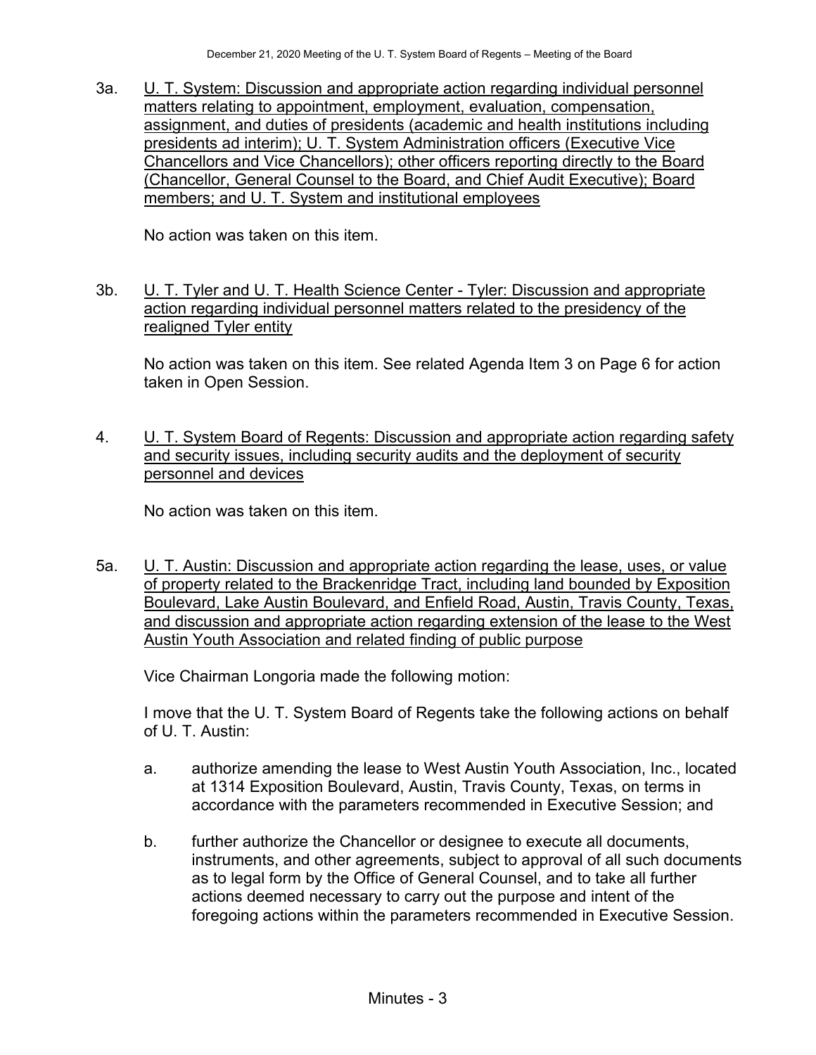3a. <u>U. T. System: Discussion and appropriate action regarding individual personnel matters relating to appointment, employment, evaluation, compensation, assignment, and duties of presidents (academic and health institutions including presidents ad interim); U. T. System Administration officers (Executive Vice Chancellors and Vice Chancellors); other officers reporting directly to the Board (Chancellor, General Counsel to the Board, and Chief Audit Executive); Board members; and U. T. System and institutional employees</u>

No action was taken on this item.

3b. <u>U. T. Tyler and U. T. Health Science Center - Tyler: Discussion and appropriate action regarding individual personnel matters related to the presidency of the realigned Tyler entity</u>

No action was taken on this item. See related Agenda Item 3 on Page 6 for action taken in Open Session.

4. <u>U. T. System Board of Regents: Discussion and appropriate action regarding safety and security issues, including security audits and the deployment of security personnel and devices</u>

No action was taken on this item.

5a. <u>U. T. Austin: Discussion and appropriate action regarding the lease, uses, or value of property related to the Brackenridge Tract, including land bounded by Exposition Boulevard, Lake Austin Boulevard, and Enfield Road, Austin, Travis County, Texas, and discussion and appropriate action regarding extension of the lease to the West Austin Youth Association and related finding of public purpose</u>

Vice Chairman Longoria made the following motion:

I move that the U. T. System Board of Regents take the following actions on behalf of U. T. Austin:

a. authorize amending the lease to West Austin Youth Association, Inc., located at 1314 Exposition Boulevard, Austin, Travis County, Texas, on terms in accordance with the parameters recommended in Executive Session; and

b. further authorize the Chancellor or designee to execute all documents, instruments, and other agreements, subject to approval of all such documents as to legal form by the Office of General Counsel, and to take all further actions deemed necessary to carry out the purpose and intent of the foregoing actions within the parameters recommended in Executive Session.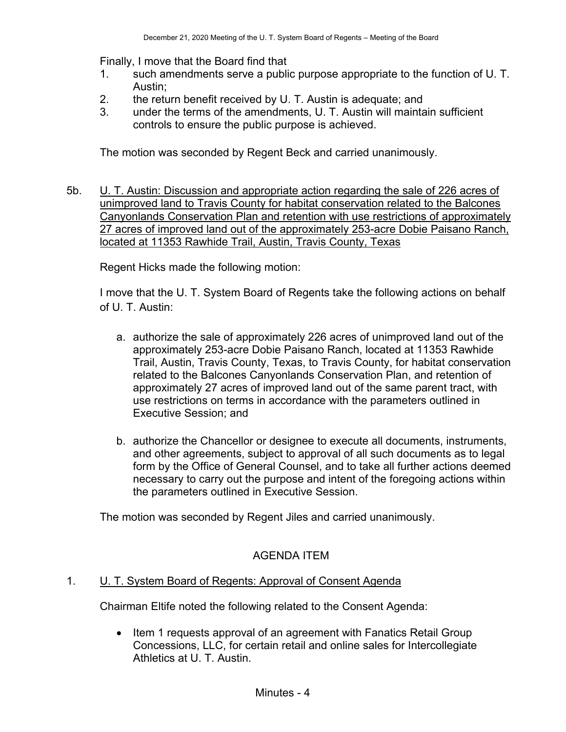Finally, I move that the Board find that

1. such amendments serve a public purpose appropriate to the function of U. T. Austin;
2. the return benefit received by U. T. Austin is adequate; and
3. under the terms of the amendments, U. T. Austin will maintain sufficient controls to ensure the public purpose is achieved.

The motion was seconded by Regent Beck and carried unanimously.

5b. <u>U. T. Austin: Discussion and appropriate action regarding the sale of 226 acres of unimproved land to Travis County for habitat conservation related to the Balcones Canyonlands Conservation Plan and retention with use restrictions of approximately 27 acres of improved land out of the approximately 253-acre Dobie Paisano Ranch, located at 11353 Rawhide Trail, Austin, Travis County, Texas</u>

Regent Hicks made the following motion:

I move that the U. T. System Board of Regents take the following actions on behalf of U. T. Austin:

a. authorize the sale of approximately 226 acres of unimproved land out of the approximately 253-acre Dobie Paisano Ranch, located at 11353 Rawhide Trail, Austin, Travis County, Texas, to Travis County, for habitat conservation related to the Balcones Canyonlands Conservation Plan, and retention of approximately 27 acres of improved land out of the same parent tract, with use restrictions on terms in accordance with the parameters outlined in Executive Session; and

b. authorize the Chancellor or designee to execute all documents, instruments, and other agreements, subject to approval of all such documents as to legal form by the Office of General Counsel, and to take all further actions deemed necessary to carry out the purpose and intent of the foregoing actions within the parameters outlined in Executive Session.

The motion was seconded by Regent Jiles and carried unanimously.

## AGENDA ITEM

1. <u>U. T. System Board of Regents: Approval of Consent Agenda</u>

Chairman Eltife noted the following related to the Consent Agenda:

- Item 1 requests approval of an agreement with Fanatics Retail Group Concessions, LLC, for certain retail and online sales for Intercollegiate Athletics at U. T. Austin.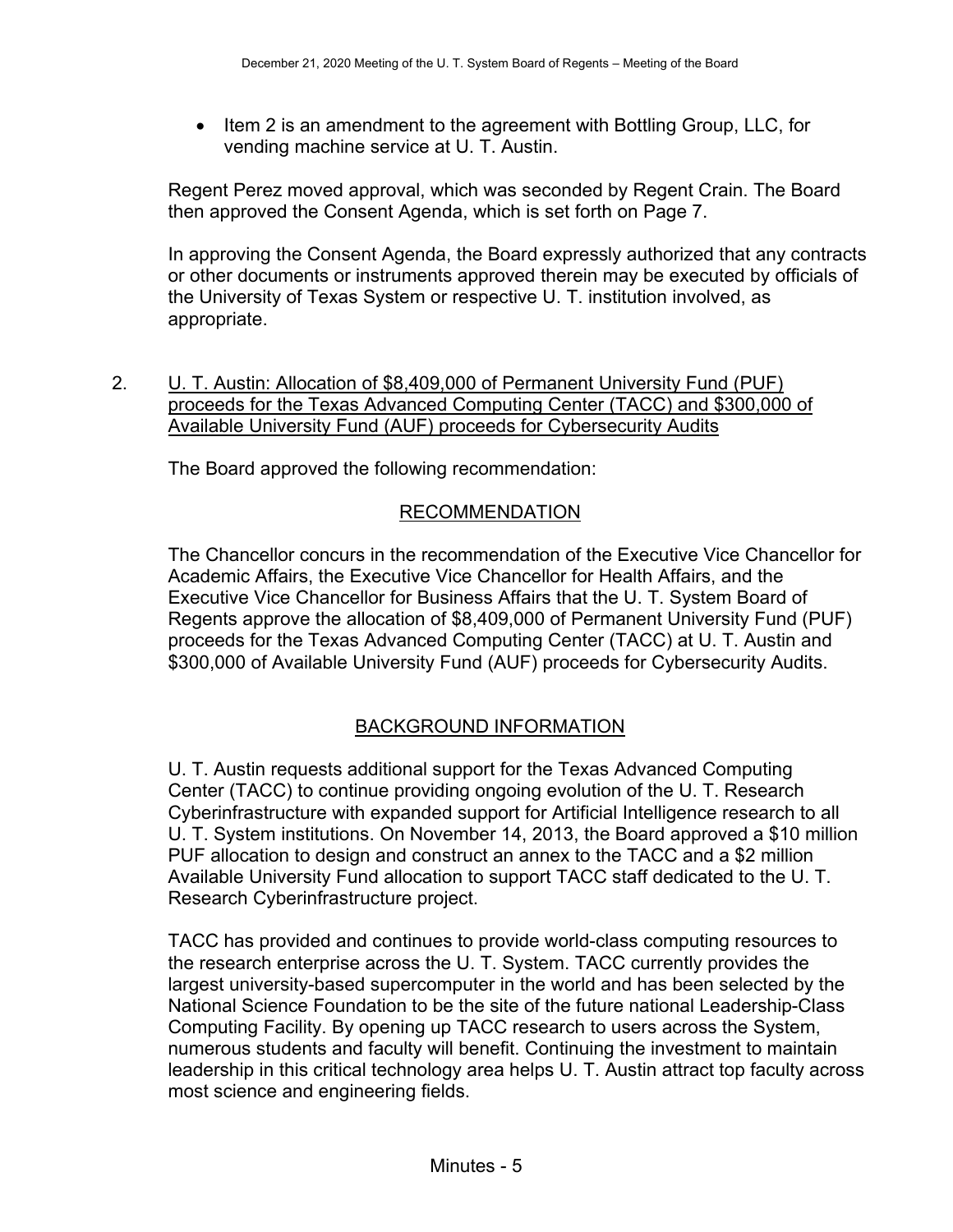- Item 2 is an amendment to the agreement with Bottling Group, LLC, for vending machine service at U. T. Austin.

Regent Perez moved approval, which was seconded by Regent Crain. The Board then approved the Consent Agenda, which is set forth on Page 7.

In approving the Consent Agenda, the Board expressly authorized that any contracts or other documents or instruments approved therein may be executed by officials of the University of Texas System or respective U. T. institution involved, as appropriate.

2. U. T. Austin: Allocation of $8,409,000 of Permanent University Fund (PUF) proceeds for the Texas Advanced Computing Center (TACC) and $300,000 of Available University Fund (AUF) proceeds for Cybersecurity Audits

The Board approved the following recommendation:

## RECOMMENDATION

The Chancellor concurs in the recommendation of the Executive Vice Chancellor for Academic Affairs, the Executive Vice Chancellor for Health Affairs, and the Executive Vice Chancellor for Business Affairs that the U. T. System Board of Regents approve the allocation of $8,409,000 of Permanent University Fund (PUF) proceeds for the Texas Advanced Computing Center (TACC) at U. T. Austin and $300,000 of Available University Fund (AUF) proceeds for Cybersecurity Audits.

## BACKGROUND INFORMATION

U. T. Austin requests additional support for the Texas Advanced Computing Center (TACC) to continue providing ongoing evolution of the U. T. Research Cyberinfrastructure with expanded support for Artificial Intelligence research to all U. T. System institutions. On November 14, 2013, the Board approved a $10 million PUF allocation to design and construct an annex to the TACC and a $2 million Available University Fund allocation to support TACC staff dedicated to the U. T. Research Cyberinfrastructure project.

TACC has provided and continues to provide world-class computing resources to the research enterprise across the U. T. System. TACC currently provides the largest university-based supercomputer in the world and has been selected by the National Science Foundation to be the site of the future national Leadership-Class Computing Facility. By opening up TACC research to users across the System, numerous students and faculty will benefit. Continuing the investment to maintain leadership in this critical technology area helps U. T. Austin attract top faculty across most science and engineering fields.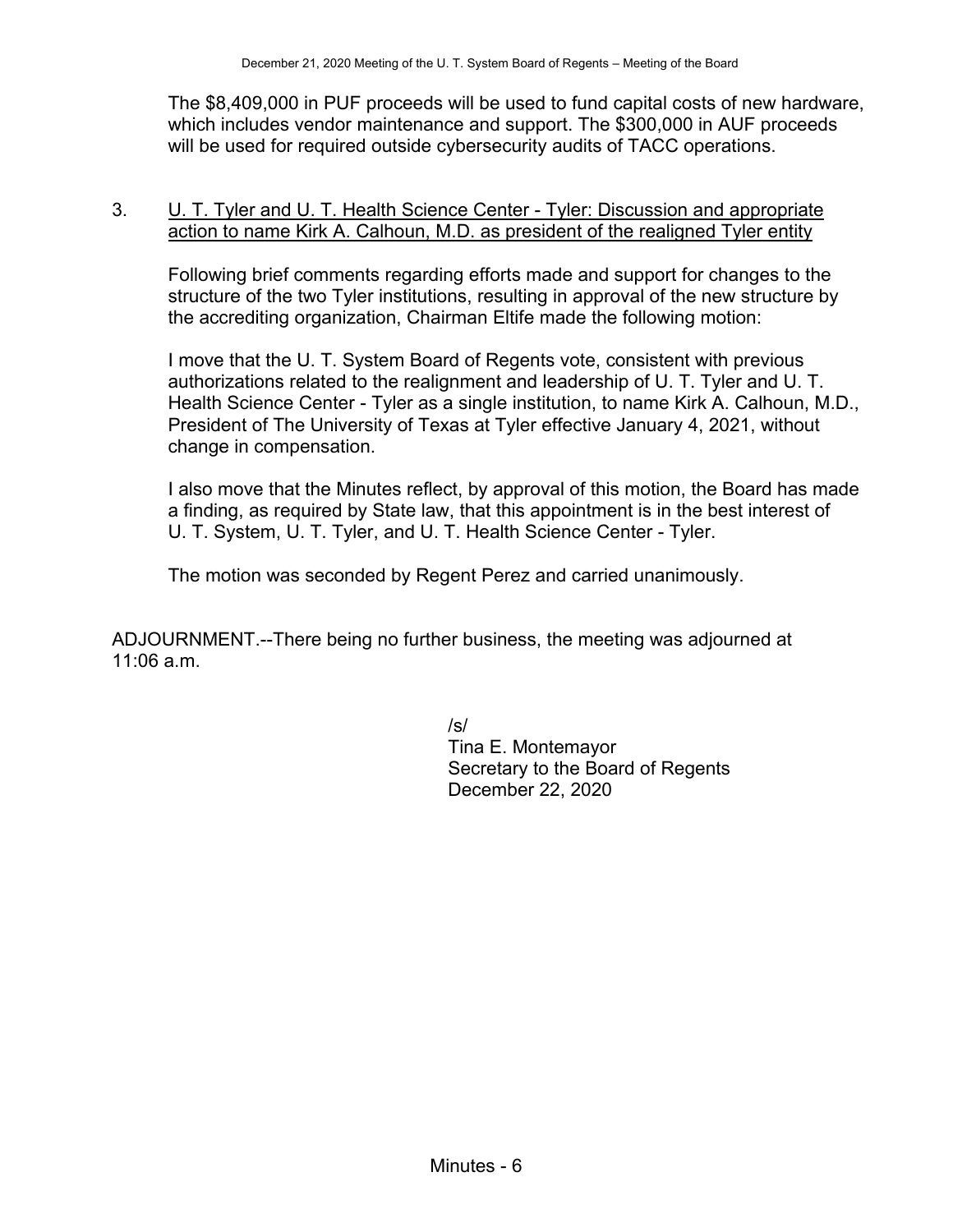The $8,409,000 in PUF proceeds will be used to fund capital costs of new hardware, which includes vendor maintenance and support. The $300,000 in AUF proceeds will be used for required outside cybersecurity audits of TACC operations.

3. U. T. Tyler and U. T. Health Science Center - Tyler: Discussion and appropriate action to name Kirk A. Calhoun, M.D. as president of the realigned Tyler entity

Following brief comments regarding efforts made and support for changes to the structure of the two Tyler institutions, resulting in approval of the new structure by the accrediting organization, Chairman Eltife made the following motion:

I move that the U. T. System Board of Regents vote, consistent with previous authorizations related to the realignment and leadership of U. T. Tyler and U. T. Health Science Center - Tyler as a single institution, to name Kirk A. Calhoun, M.D., President of The University of Texas at Tyler effective January 4, 2021, without change in compensation.

I also move that the Minutes reflect, by approval of this motion, the Board has made a finding, as required by State law, that this appointment is in the best interest of U. T. System, U. T. Tyler, and U. T. Health Science Center - Tyler.

The motion was seconded by Regent Perez and carried unanimously.

ADJOURNMENT.--There being no further business, the meeting was adjourned at 11:06 a.m.

/s/
Tina E. Montemayor
Secretary to the Board of Regents
December 22, 2020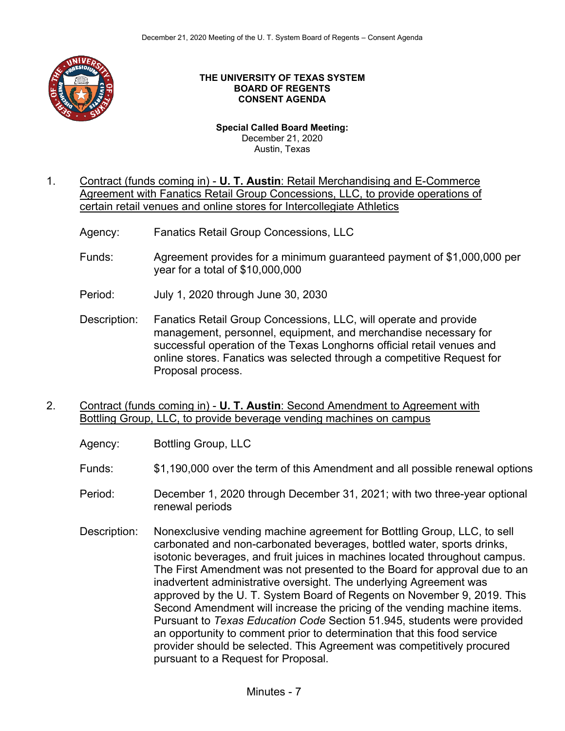**THE UNIVERSITY OF TEXAS SYSTEM**
**BOARD OF REGENTS**
**CONSENT AGENDA**

**Special Called Board Meeting:**
December 21, 2020
Austin, Texas

1. Contract (funds coming in) - **U. T. Austin**: Retail Merchandising and E-Commerce Agreement with Fanatics Retail Group Concessions, LLC, to provide operations of certain retail venues and online stores for Intercollegiate Athletics

   Agency: Fanatics Retail Group Concessions, LLC

   Funds: Agreement provides for a minimum guaranteed payment of $1,000,000 per year for a total of $10,000,000

   Period: July 1, 2020 through June 30, 2030

   Description: Fanatics Retail Group Concessions, LLC, will operate and provide management, personnel, equipment, and merchandise necessary for successful operation of the Texas Longhorns official retail venues and online stores. Fanatics was selected through a competitive Request for Proposal process.

2. Contract (funds coming in) - **U. T. Austin**: Second Amendment to Agreement with Bottling Group, LLC, to provide beverage vending machines on campus

   Agency: Bottling Group, LLC

   Funds: $1,190,000 over the term of this Amendment and all possible renewal options

   Period: December 1, 2020 through December 31, 2021; with two three-year optional renewal periods

   Description: Nonexclusive vending machine agreement for Bottling Group, LLC, to sell carbonated and non-carbonated beverages, bottled water, sports drinks, isotonic beverages, and fruit juices in machines located throughout campus. The First Amendment was not presented to the Board for approval due to an inadvertent administrative oversight. The underlying Agreement was approved by the U. T. System Board of Regents on November 9, 2019. This Second Amendment will increase the pricing of the vending machine items. Pursuant to *Texas Education Code* Section 51.945, students were provided an opportunity to comment prior to determination that this food service provider should be selected. This Agreement was competitively procured pursuant to a Request for Proposal.